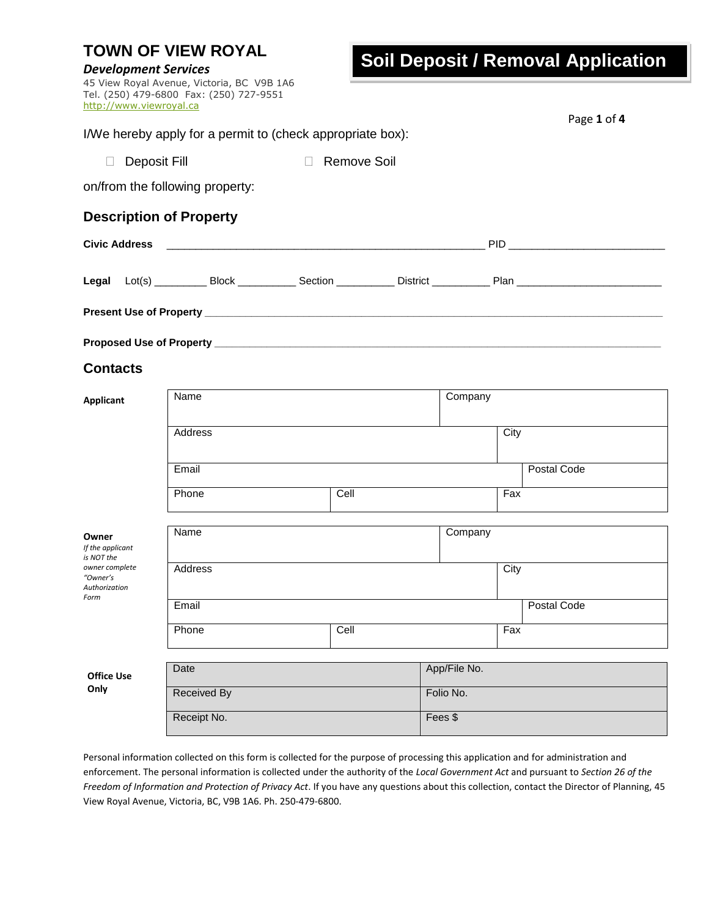# TOWN OF VIEW ROYAL

***Development Services***

45 View Royal Avenue, Victoria, BC V9B 1A6
Tel. (250) 479-6800 Fax: (250) 727-9551
http://www.viewroyal.ca

## Soil Deposit / Removal Application

I/We hereby apply for a permit to (check appropriate box):

☐ Deposit Fill ☐ Remove Soil

on/from the following property:

## Description of Property

**Civic Address** _______________________________________________ PID ________________________

**Legal** Lot(s) ________ Block _________ Section _________ District _________ Plan _______________________

**Present Use of Property** ______________________________________________________________________

**Proposed Use of Property** ____________________________________________________________________

## Contacts

**Applicant**

| Name | | Company |
|---|---|---|
| Address | | City |
| Email | | Postal Code |
| Phone | Cell | Fax |

**Owner**
*If the applicant is NOT the owner complete "Owner's Authorization Form*

| Name | | Company |
|---|---|---|
| Address | | City |
| Email | | Postal Code |
| Phone | Cell | Fax |

**Office Use Only**

| Date | App/File No. |
|---|---|
| Received By | Folio No. |
| Receipt No. | Fees $ |

Personal information collected on this form is collected for the purpose of processing this application and for administration and enforcement. The personal information is collected under the authority of the *Local Government Act* and pursuant to *Section 26 of the Freedom of Information and Protection of Privacy Act*. If you have any questions about this collection, contact the Director of Planning, 45 View Royal Avenue, Victoria, BC, V9B 1A6. Ph. 250-479-6800.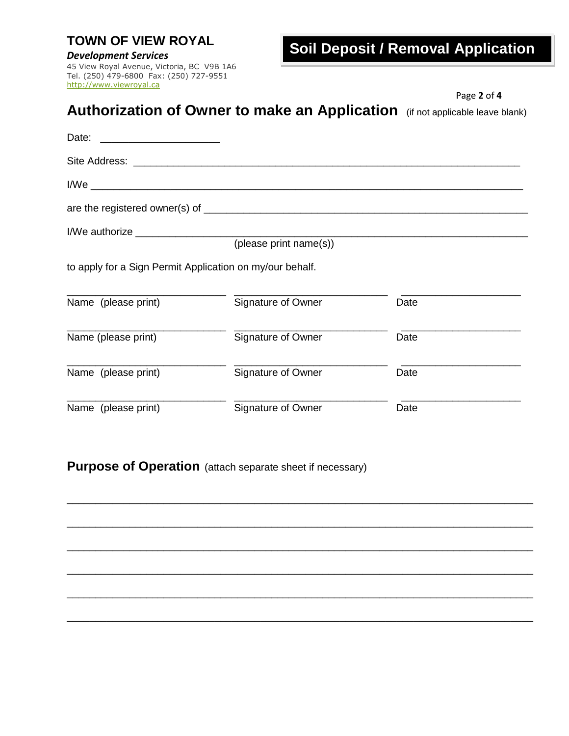**TOWN OF VIEW ROYAL**
***Development Services***
45 View Royal Avenue, Victoria, BC V9B 1A6
Tel. (250) 479-6800 Fax: (250) 727-9551
http://www.viewroyal.ca

# Soil Deposit / Removal Application

## Authorization of Owner to make an Application (if not applicable leave blank)

Date: ____________________

Site Address: ________________________________________________________________

I/We ________________________________________________________________________

are the registered owner(s) of __________________________________________________

I/We authorize ________________________________________________________________
(please print name(s))

to apply for a Sign Permit Application on my/our behalf.

| Name (please print) | Signature of Owner | Date |
|---|---|---|
| | | |
| | | |
| | | |
| | | |

## Purpose of Operation (attach separate sheet if necessary)

__________________________________________________________________________________

__________________________________________________________________________________

__________________________________________________________________________________

__________________________________________________________________________________

__________________________________________________________________________________

__________________________________________________________________________________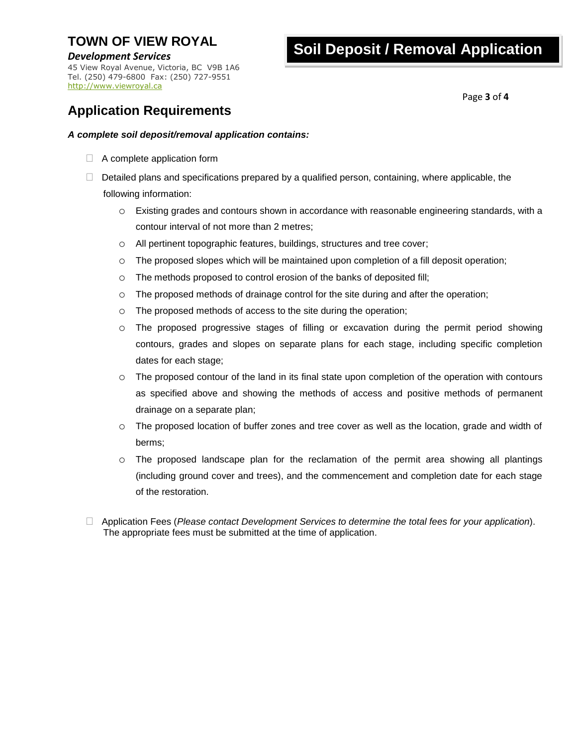**TOWN OF VIEW ROYAL**
***Development Services***
45 View Royal Avenue, Victoria, BC V9B 1A6
Tel. (250) 479-6800 Fax: (250) 727-9551
http://www.viewroyal.ca

# Soil Deposit / Removal Application

## Application Requirements

***A complete soil deposit/removal application contains:***

- ☐ A complete application form
- ☐ Detailed plans and specifications prepared by a qualified person, containing, where applicable, the following information:
  - Existing grades and contours shown in accordance with reasonable engineering standards, with a contour interval of not more than 2 metres;
  - All pertinent topographic features, buildings, structures and tree cover;
  - The proposed slopes which will be maintained upon completion of a fill deposit operation;
  - The methods proposed to control erosion of the banks of deposited fill;
  - The proposed methods of drainage control for the site during and after the operation;
  - The proposed methods of access to the site during the operation;
  - The proposed progressive stages of filling or excavation during the permit period showing contours, grades and slopes on separate plans for each stage, including specific completion dates for each stage;
  - The proposed contour of the land in its final state upon completion of the operation with contours as specified above and showing the methods of access and positive methods of permanent drainage on a separate plan;
  - The proposed location of buffer zones and tree cover as well as the location, grade and width of berms;
  - The proposed landscape plan for the reclamation of the permit area showing all plantings (including ground cover and trees), and the commencement and completion date for each stage of the restoration.
- ☐ Application Fees (*Please contact Development Services to determine the total fees for your application*). The appropriate fees must be submitted at the time of application.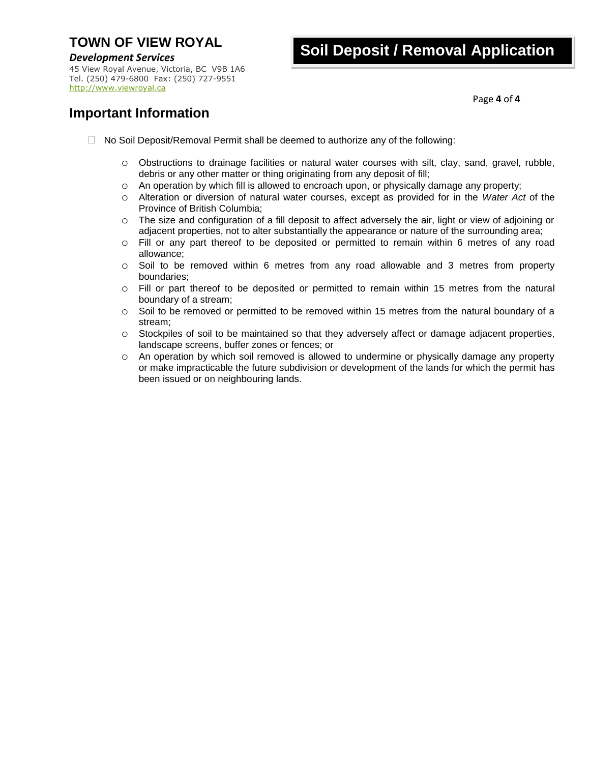**TOWN OF VIEW ROYAL**

***Development Services***

45 View Royal Avenue, Victoria, BC V9B 1A6
Tel. (250) 479-6800 Fax: (250) 727-9551
http://www.viewroyal.ca

# Soil Deposit / Removal Application

## Important Information

- No Soil Deposit/Removal Permit shall be deemed to authorize any of the following:
  - Obstructions to drainage facilities or natural water courses with silt, clay, sand, gravel, rubble, debris or any other matter or thing originating from any deposit of fill;
  - An operation by which fill is allowed to encroach upon, or physically damage any property;
  - Alteration or diversion of natural water courses, except as provided for in the *Water Act* of the Province of British Columbia;
  - The size and configuration of a fill deposit to affect adversely the air, light or view of adjoining or adjacent properties, not to alter substantially the appearance or nature of the surrounding area;
  - Fill or any part thereof to be deposited or permitted to remain within 6 metres of any road allowance;
  - Soil to be removed within 6 metres from any road allowable and 3 metres from property boundaries;
  - Fill or part thereof to be deposited or permitted to remain within 15 metres from the natural boundary of a stream;
  - Soil to be removed or permitted to be removed within 15 metres from the natural boundary of a stream;
  - Stockpiles of soil to be maintained so that they adversely affect or damage adjacent properties, landscape screens, buffer zones or fences; or
  - An operation by which soil removed is allowed to undermine or physically damage any property or make impracticable the future subdivision or development of the lands for which the permit has been issued or on neighbouring lands.